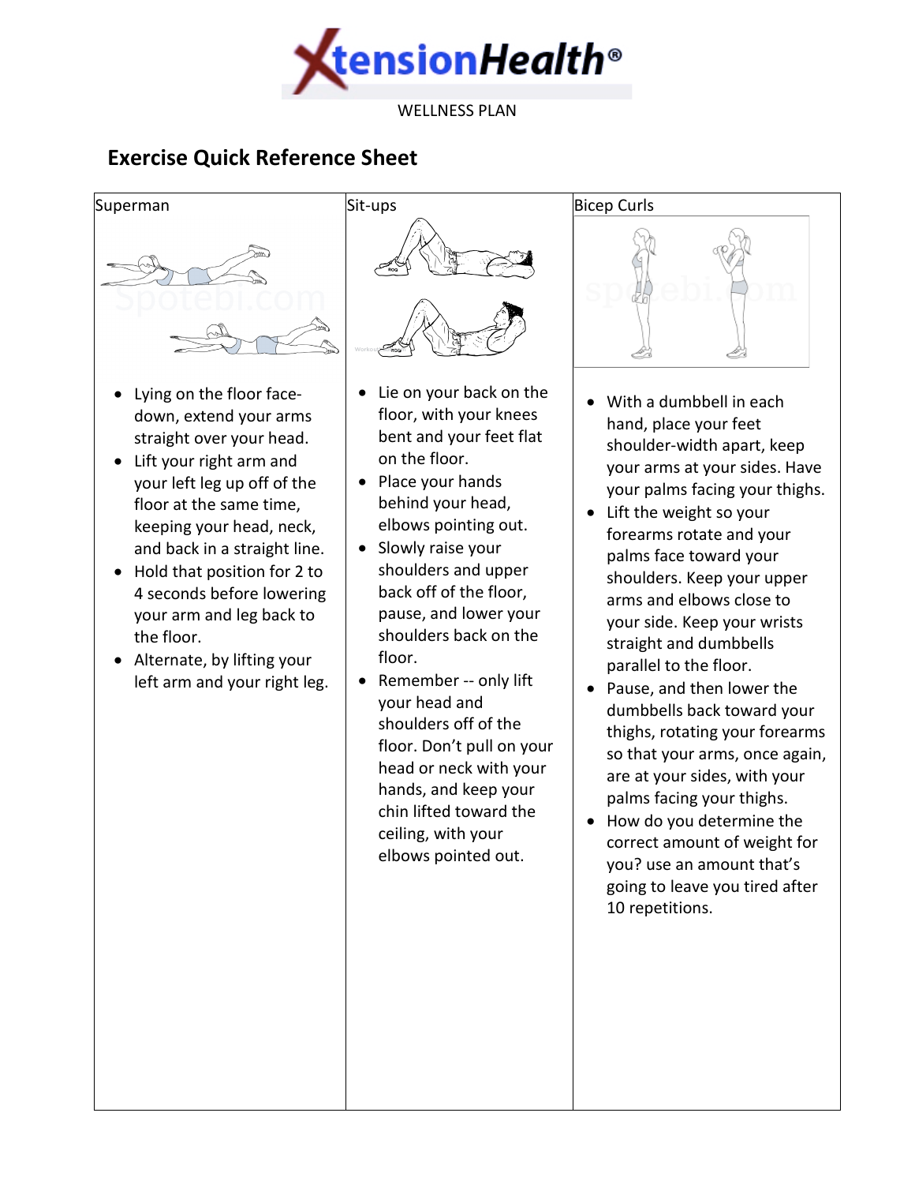XtensionHealth®

WELLNESS PLAN

## Exercise Quick Reference Sheet

| Superman | Sit-ups | Bicep Curls |
|---|---|---|
| • Lying on the floor face-down, extend your arms straight over your head.<br>• Lift your right arm and your left leg up off of the floor at the same time, keeping your head, neck, and back in a straight line.<br>• Hold that position for 2 to 4 seconds before lowering your arm and leg back to the floor.<br>• Alternate, by lifting your left arm and your right leg. | • Lie on your back on the floor, with your knees bent and your feet flat on the floor.<br>• Place your hands behind your head, elbows pointing out.<br>• Slowly raise your shoulders and upper back off of the floor, pause, and lower your shoulders back on the floor.<br>• Remember -- only lift your head and shoulders off of the floor. Don't pull on your head or neck with your hands, and keep your chin lifted toward the ceiling, with your elbows pointed out. | • With a dumbbell in each hand, place your feet shoulder-width apart, keep your arms at your sides. Have your palms facing your thighs.<br>• Lift the weight so your forearms rotate and your palms face toward your shoulders. Keep your upper arms and elbows close to your side. Keep your wrists straight and dumbbells parallel to the floor.<br>• Pause, and then lower the dumbbells back toward your thighs, rotating your forearms so that your arms, once again, are at your sides, with your palms facing your thighs.<br>• How do you determine the correct amount of weight for you? use an amount that's going to leave you tired after 10 repetitions. |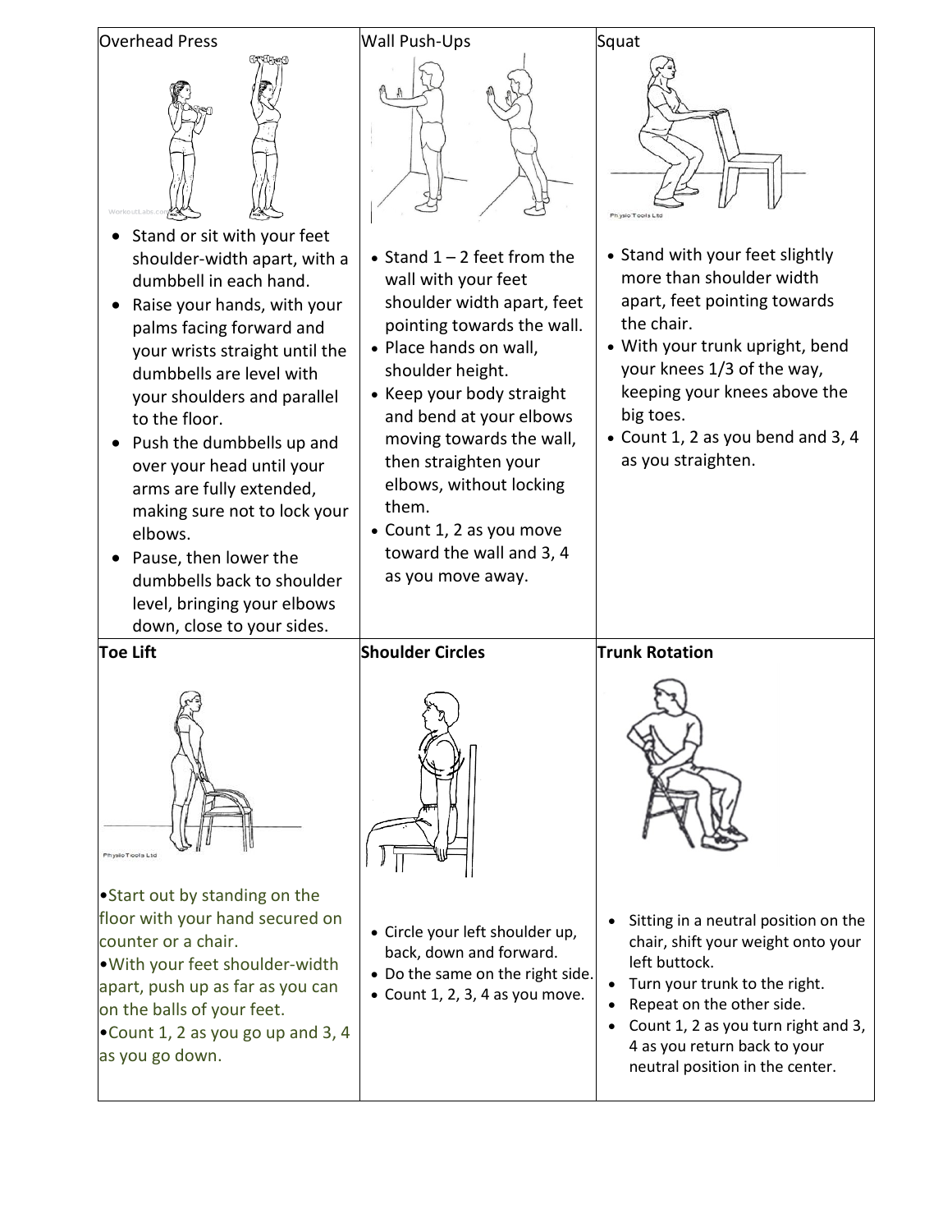### Overhead Press

- Stand or sit with your feet shoulder-width apart, with a dumbbell in each hand.
- Raise your hands, with your palms facing forward and your wrists straight until the dumbbells are level with your shoulders and parallel to the floor.
- Push the dumbbells up and over your head until your arms are fully extended, making sure not to lock your elbows.
- Pause, then lower the dumbbells back to shoulder level, bringing your elbows down, close to your sides.

### Wall Push-Ups

- Stand 1 – 2 feet from the wall with your feet shoulder width apart, feet pointing towards the wall.
- Place hands on wall, shoulder height.
- Keep your body straight and bend at your elbows moving towards the wall, then straighten your elbows, without locking them.
- Count 1, 2 as you move toward the wall and 3, 4 as you move away.

### Squat

- Stand with your feet slightly more than shoulder width apart, feet pointing towards the chair.
- With your trunk upright, bend your knees 1/3 of the way, keeping your knees above the big toes.
- Count 1, 2 as you bend and 3, 4 as you straighten.

### Toe Lift

- Start out by standing on the floor with your hand secured on counter or a chair.
- With your feet shoulder-width apart, push up as far as you can on the balls of your feet.
- Count 1, 2 as you go up and 3, 4 as you go down.

### Shoulder Circles

- Circle your left shoulder up, back, down and forward.
- Do the same on the right side.
- Count 1, 2, 3, 4 as you move.

### Trunk Rotation

- Sitting in a neutral position on the chair, shift your weight onto your left buttock.
- Turn your trunk to the right.
- Repeat on the other side.
- Count 1, 2 as you turn right and 3, 4 as you return back to your neutral position in the center.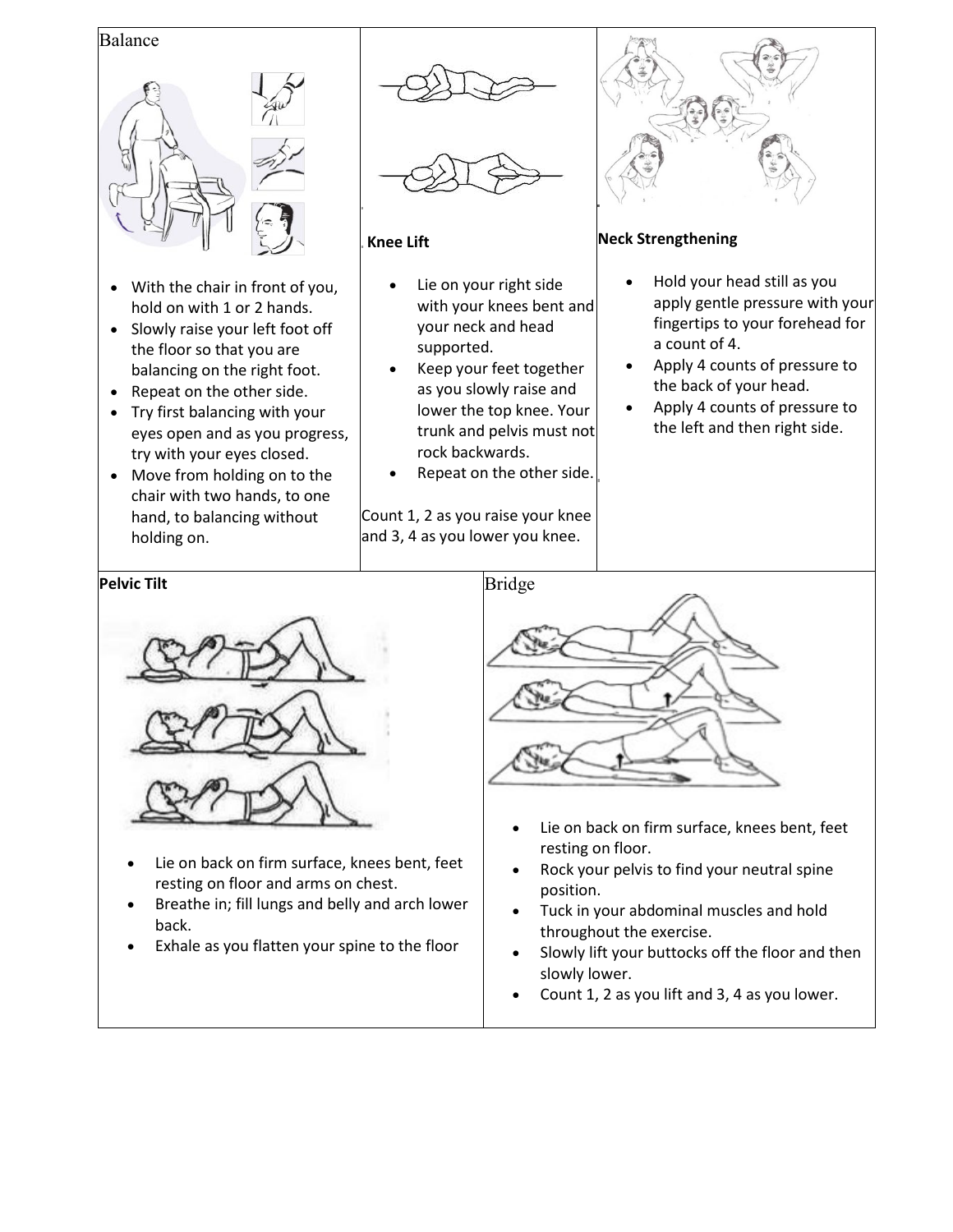## Balance

- With the chair in front of you, hold on with 1 or 2 hands.
- Slowly raise your left foot off the floor so that you are balancing on the right foot.
- Repeat on the other side.
- Try first balancing with your eyes open and as you progress, try with your eyes closed.
- Move from holding on to the chair with two hands, to one hand, to balancing without holding on.

## Knee Lift

- Lie on your right side with your knees bent and your neck and head supported.
- Keep your feet together as you slowly raise and lower the top knee. Your trunk and pelvis must not rock backwards.
- Repeat on the other side.

Count 1, 2 as you raise your knee and 3, 4 as you lower you knee.

## Neck Strengthening

- Hold your head still as you apply gentle pressure with your fingertips to your forehead for a count of 4.
- Apply 4 counts of pressure to the back of your head.
- Apply 4 counts of pressure to the left and then right side.

## Pelvic Tilt

- Lie on back on firm surface, knees bent, feet resting on floor and arms on chest.
- Breathe in; fill lungs and belly and arch lower back.
- Exhale as you flatten your spine to the floor

## Bridge

- Lie on back on firm surface, knees bent, feet resting on floor.
- Rock your pelvis to find your neutral spine position.
- Tuck in your abdominal muscles and hold throughout the exercise.
- Slowly lift your buttocks off the floor and then slowly lower.
- Count 1, 2 as you lift and 3, 4 as you lower.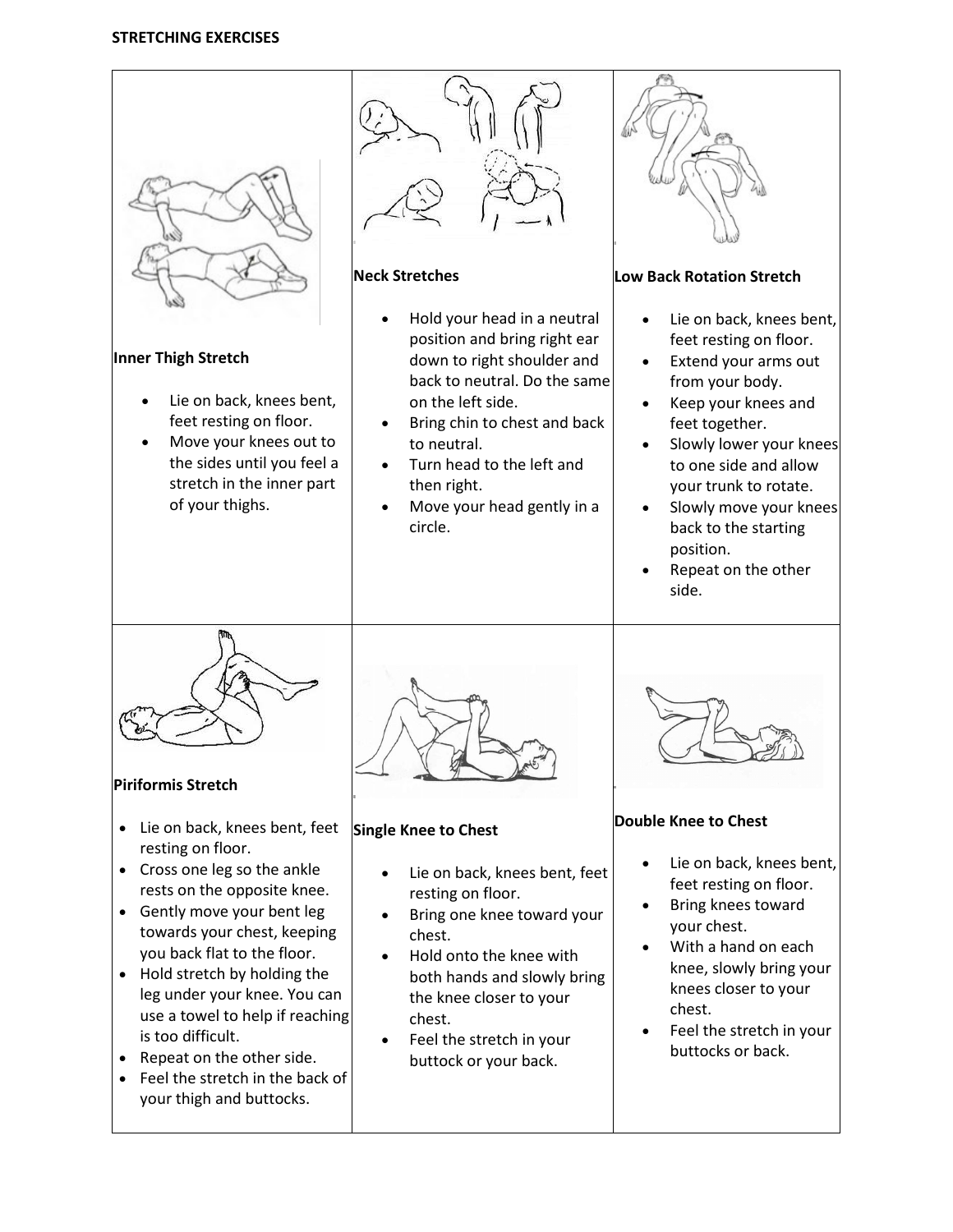**STRETCHING EXERCISES**

### Inner Thigh Stretch

- Lie on back, knees bent, feet resting on floor.
- Move your knees out to the sides until you feel a stretch in the inner part of your thighs.

### Neck Stretches

- Hold your head in a neutral position and bring right ear down to right shoulder and back to neutral. Do the same on the left side.
- Bring chin to chest and back to neutral.
- Turn head to the left and then right.
- Move your head gently in a circle.

### Low Back Rotation Stretch

- Lie on back, knees bent, feet resting on floor.
- Extend your arms out from your body.
- Keep your knees and feet together.
- Slowly lower your knees to one side and allow your trunk to rotate.
- Slowly move your knees back to the starting position.
- Repeat on the other side.

### Piriformis Stretch

- Lie on back, knees bent, feet resting on floor.
- Cross one leg so the ankle rests on the opposite knee.
- Gently move your bent leg towards your chest, keeping you back flat to the floor.
- Hold stretch by holding the leg under your knee. You can use a towel to help if reaching is too difficult.
- Repeat on the other side.
- Feel the stretch in the back of your thigh and buttocks.

### Single Knee to Chest

- Lie on back, knees bent, feet resting on floor.
- Bring one knee toward your chest.
- Hold onto the knee with both hands and slowly bring the knee closer to your chest.
- Feel the stretch in your buttock or your back.

### Double Knee to Chest

- Lie on back, knees bent, feet resting on floor.
- Bring knees toward your chest.
- With a hand on each knee, slowly bring your knees closer to your chest.
- Feel the stretch in your buttocks or back.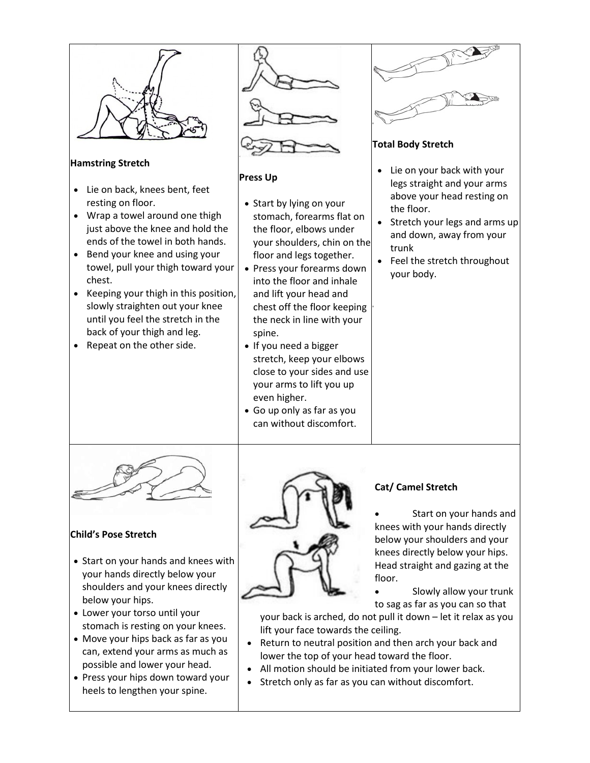**Hamstring Stretch**

- Lie on back, knees bent, feet resting on floor.
- Wrap a towel around one thigh just above the knee and hold the ends of the towel in both hands.
- Bend your knee and using your towel, pull your thigh toward your chest.
- Keeping your thigh in this position, slowly straighten out your knee until you feel the stretch in the back of your thigh and leg.
- Repeat on the other side.

**Press Up**

- Start by lying on your stomach, forearms flat on the floor, elbows under your shoulders, chin on the floor and legs together.
- Press your forearms down into the floor and inhale and lift your head and chest off the floor keeping the neck in line with your spine.
- If you need a bigger stretch, keep your elbows close to your sides and use your arms to lift you up even higher.
- Go up only as far as you can without discomfort.

**Total Body Stretch**

- Lie on your back with your legs straight and your arms above your head resting on the floor.
- Stretch your legs and arms up and down, away from your trunk
- Feel the stretch throughout your body.

**Child's Pose Stretch**

- Start on your hands and knees with your hands directly below your shoulders and your knees directly below your hips.
- Lower your torso until your stomach is resting on your knees.
- Move your hips back as far as you can, extend your arms as much as possible and lower your head.
- Press your hips down toward your heels to lengthen your spine.

**Cat/ Camel Stretch**

- Start on your hands and knees with your hands directly below your shoulders and your knees directly below your hips. Head straight and gazing at the floor.
- Slowly allow your trunk to sag as far as you can so that your back is arched, do not pull it down – let it relax as you lift your face towards the ceiling.
- Return to neutral position and then arch your back and lower the top of your head toward the floor.
- All motion should be initiated from your lower back.
- Stretch only as far as you can without discomfort.